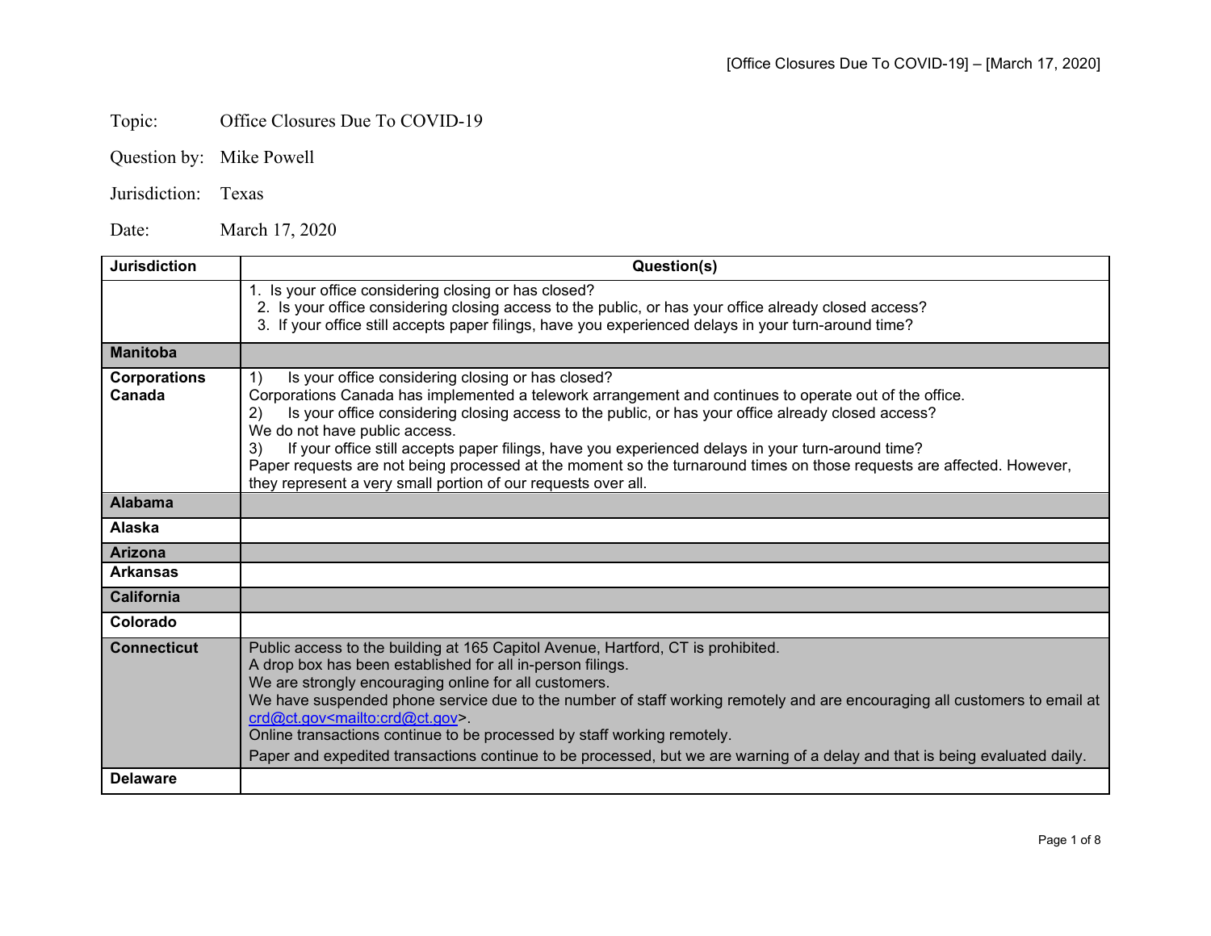Topic: Office Closures Due To COVID-19

Question by: Mike Powell

Jurisdiction: Texas

Date: March 17, 2020

| Jurisdiction | Question(s) |
|---|---|
| | 1. Is your office considering closing or has closed?<br>2. Is your office considering closing access to the public, or has your office already closed access?<br>3. If your office still accepts paper filings, have you experienced delays in your turn-around time? |
| **Manitoba** | |
| **Corporations Canada** | 1) Is your office considering closing or has closed?<br>Corporations Canada has implemented a telework arrangement and continues to operate out of the office.<br>2) Is your office considering closing access to the public, or has your office already closed access?<br>We do not have public access.<br>3) If your office still accepts paper filings, have you experienced delays in your turn-around time?<br>Paper requests are not being processed at the moment so the turnaround times on those requests are affected. However, they represent a very small portion of our requests over all. |
| **Alabama** | |
| **Alaska** | |
| **Arizona** | |
| **Arkansas** | |
| **California** | |
| **Colorado** | |
| **Connecticut** | Public access to the building at 165 Capitol Avenue, Hartford, CT is prohibited.<br>A drop box has been established for all in-person filings.<br>We are strongly encouraging online for all customers.<br>We have suspended phone service due to the number of staff working remotely and are encouraging all customers to email at crd@ct.gov<mailto:crd@ct.gov>.<br>Online transactions continue to be processed by staff working remotely.<br>Paper and expedited transactions continue to be processed, but we are warning of a delay and that is being evaluated daily. |
| **Delaware** | |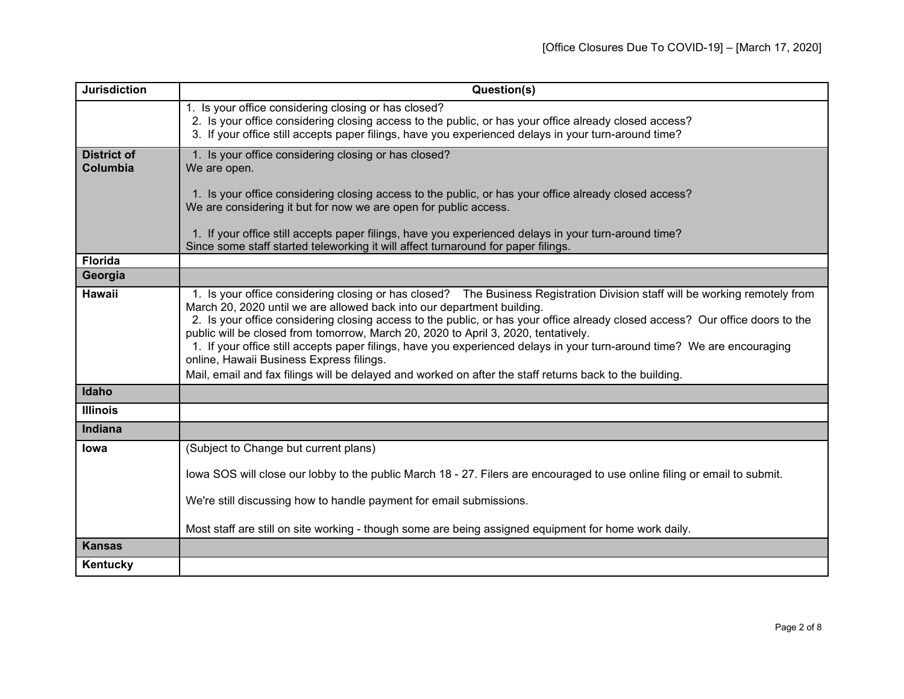| Jurisdiction | Question(s) |
|---|---|
| | 1. Is your office considering closing or has closed?<br>2. Is your office considering closing access to the public, or has your office already closed access?<br>3. If your office still accepts paper filings, have you experienced delays in your turn-around time? |
| **District of Columbia** | 1. Is your office considering closing or has closed?<br>We are open.<br><br>1. Is your office considering closing access to the public, or has your office already closed access?<br>We are considering it but for now we are open for public access.<br><br>1. If your office still accepts paper filings, have you experienced delays in your turn-around time?<br>Since some staff started teleworking it will affect turnaround for paper filings. |
| **Florida** | |
| **Georgia** | |
| **Hawaii** | 1. Is your office considering closing or has closed? The Business Registration Division staff will be working remotely from March 20, 2020 until we are allowed back into our department building.<br>2. Is your office considering closing access to the public, or has your office already closed access? Our office doors to the public will be closed from tomorrow, March 20, 2020 to April 3, 2020, tentatively.<br>1. If your office still accepts paper filings, have you experienced delays in your turn-around time? We are encouraging online, Hawaii Business Express filings.<br>Mail, email and fax filings will be delayed and worked on after the staff returns back to the building. |
| **Idaho** | |
| **Illinois** | |
| **Indiana** | |
| **Iowa** | (Subject to Change but current plans)<br><br>Iowa SOS will close our lobby to the public March 18 - 27. Filers are encouraged to use online filing or email to submit.<br><br>We're still discussing how to handle payment for email submissions.<br><br>Most staff are still on site working - though some are being assigned equipment for home work daily. |
| **Kansas** | |
| **Kentucky** | |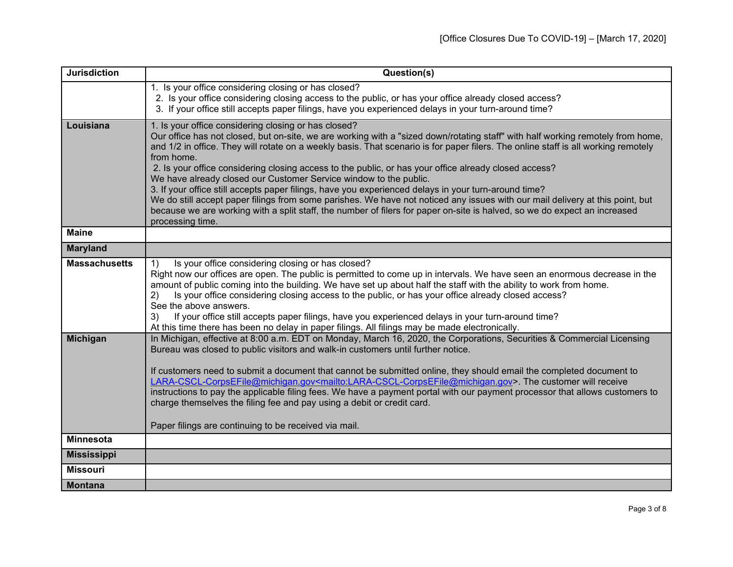| Jurisdiction | Question(s) |
|---|---|
| | 1. Is your office considering closing or has closed?<br>2. Is your office considering closing access to the public, or has your office already closed access?<br>3. If your office still accepts paper filings, have you experienced delays in your turn-around time? |
| **Louisiana** | 1. Is your office considering closing or has closed?<br>Our office has not closed, but on-site, we are working with a "sized down/rotating staff" with half working remotely from home, and 1/2 in office. They will rotate on a weekly basis. That scenario is for paper filers. The online staff is all working remotely from home.<br>2. Is your office considering closing access to the public, or has your office already closed access?<br>We have already closed our Customer Service window to the public.<br>3. If your office still accepts paper filings, have you experienced delays in your turn-around time?<br>We do still accept paper filings from some parishes. We have not noticed any issues with our mail delivery at this point, but because we are working with a split staff, the number of filers for paper on-site is halved, so we do expect an increased processing time. |
| **Maine** | |
| **Maryland** | |
| **Massachusetts** | 1) Is your office considering closing or has closed?<br>Right now our offices are open. The public is permitted to come up in intervals. We have seen an enormous decrease in the amount of public coming into the building. We have set up about half the staff with the ability to work from home.<br>2) Is your office considering closing access to the public, or has your office already closed access?<br>See the above answers.<br>3) If your office still accepts paper filings, have you experienced delays in your turn-around time?<br>At this time there has been no delay in paper filings. All filings may be made electronically. |
| **Michigan** | In Michigan, effective at 8:00 a.m. EDT on Monday, March 16, 2020, the Corporations, Securities & Commercial Licensing Bureau was closed to public visitors and walk-in customers until further notice.<br><br>If customers need to submit a document that cannot be submitted online, they should email the completed document to LARA-CSCL-CorpsEFile@michigan.gov<mailto:LARA-CSCL-CorpsEFile@michigan.gov>. The customer will receive instructions to pay the applicable filing fees. We have a payment portal with our payment processor that allows customers to charge themselves the filing fee and pay using a debit or credit card.<br><br>Paper filings are continuing to be received via mail. |
| **Minnesota** | |
| **Mississippi** | |
| **Missouri** | |
| **Montana** | |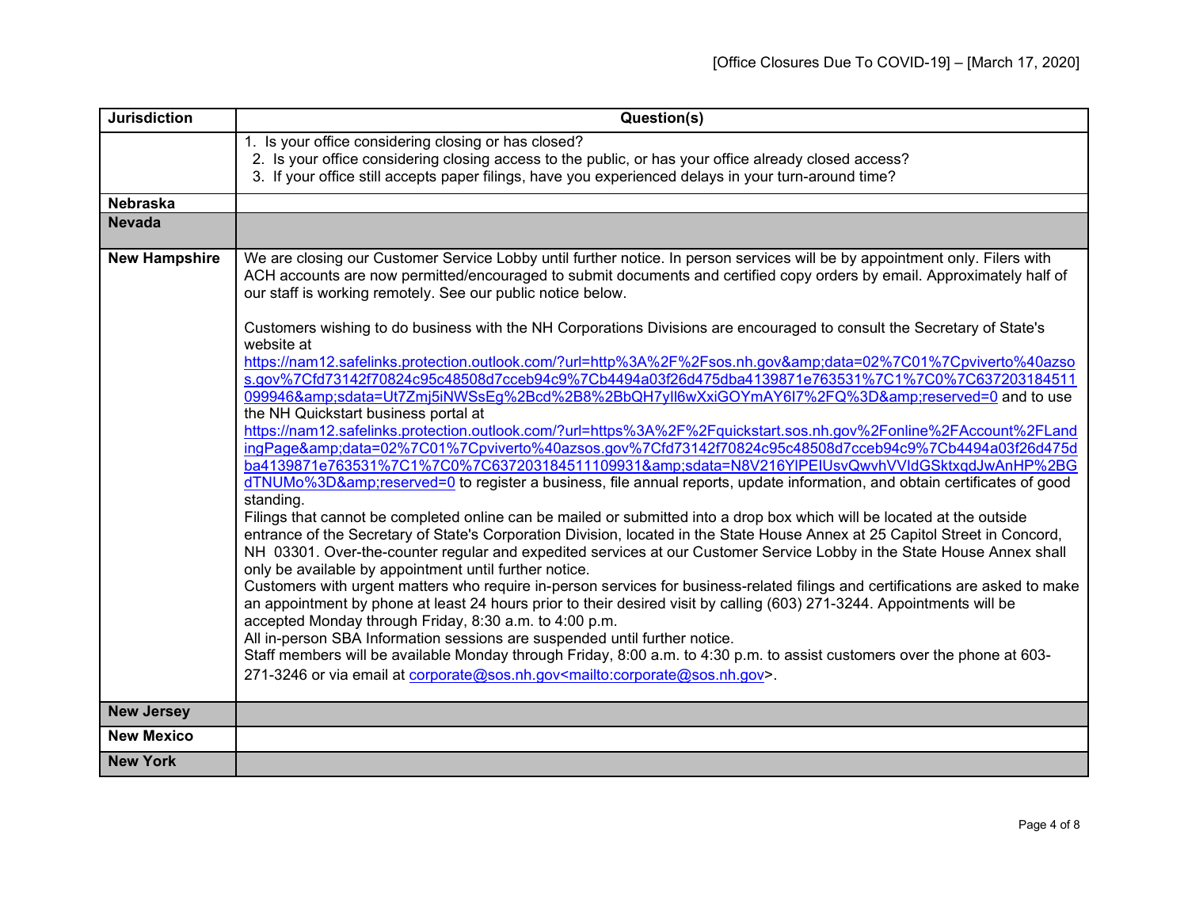| Jurisdiction | Question(s) |
|---|---|
| | 1. Is your office considering closing or has closed?<br>2. Is your office considering closing access to the public, or has your office already closed access?<br>3. If your office still accepts paper filings, have you experienced delays in your turn-around time? |
| **Nebraska** | |
| **Nevada** | |
| **New Hampshire** | We are closing our Customer Service Lobby until further notice. In person services will be by appointment only. Filers with ACH accounts are now permitted/encouraged to submit documents and certified copy orders by email. Approximately half of our staff is working remotely. See our public notice below.<br><br>Customers wishing to do business with the NH Corporations Divisions are encouraged to consult the Secretary of State's website at https://nam12.safelinks.protection.outlook.com/?url=http%3A%2F%2Fsos.nh.gov&amp;data=02%7C01%7Cpviverto%40azsos.gov%7Cfd73142f70824c95c48508d7cceb94c9%7Cb4494a03f26d475dba4139871e763531%7C1%7C0%7C637203184511099946&amp;sdata=Ut7Zmj5iNWSsEg%2Bcd%2B8%2BbQH7yll6wXxiGOYmAY6I7%2FQ%3D&amp;reserved=0 and to use the NH Quickstart business portal at https://nam12.safelinks.protection.outlook.com/?url=https%3A%2F%2Fquickstart.sos.nh.gov%2Fonline%2FAccount%2FLandingPage&amp;data=02%7C01%7Cpviverto%40azsos.gov%7Cfd73142f70824c95c48508d7cceb94c9%7Cb4494a03f26d475dba4139871e763531%7C1%7C0%7C637203184511109931&amp;sdata=N8V216YlPEIUsvQwvhVVIdGSktxqdJwAnHP%2BGdTNUMo%3D&amp;reserved=0 to register a business, file annual reports, update information, and obtain certificates of good standing.<br>Filings that cannot be completed online can be mailed or submitted into a drop box which will be located at the outside entrance of the Secretary of State's Corporation Division, located in the State House Annex at 25 Capitol Street in Concord, NH 03301. Over-the-counter regular and expedited services at our Customer Service Lobby in the State House Annex shall only be available by appointment until further notice.<br>Customers with urgent matters who require in-person services for business-related filings and certifications are asked to make an appointment by phone at least 24 hours prior to their desired visit by calling (603) 271-3244. Appointments will be accepted Monday through Friday, 8:30 a.m. to 4:00 p.m.<br>All in-person SBA Information sessions are suspended until further notice.<br>Staff members will be available Monday through Friday, 8:00 a.m. to 4:30 p.m. to assist customers over the phone at 603-271-3246 or via email at corporate@sos.nh.gov<mailto:corporate@sos.nh.gov>. |
| **New Jersey** | |
| **New Mexico** | |
| **New York** | |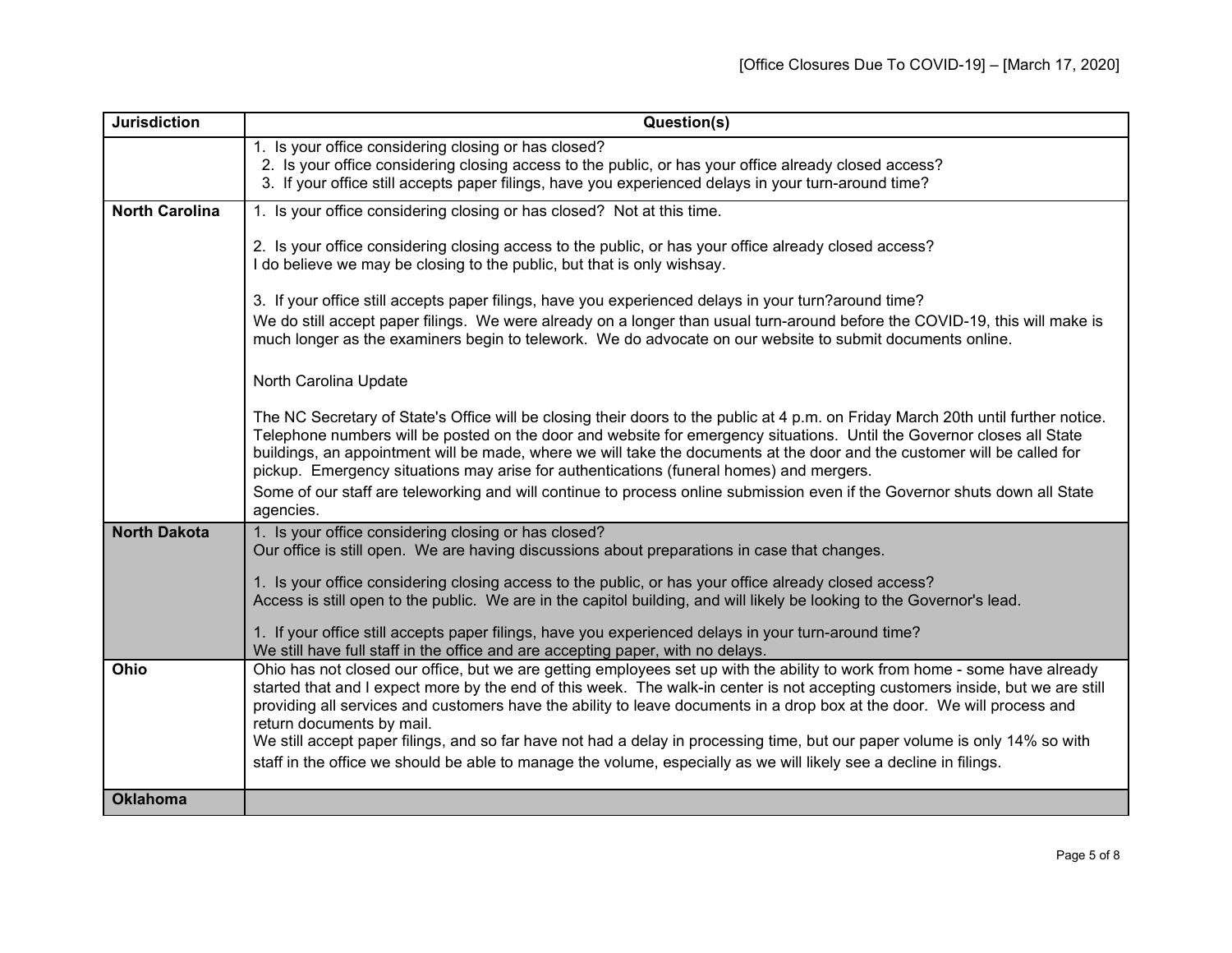| Jurisdiction | Question(s) |
| --- | --- |
| | 1. Is your office considering closing or has closed?<br>2. Is your office considering closing access to the public, or has your office already closed access?<br>3. If your office still accepts paper filings, have you experienced delays in your turn-around time? |
| **North Carolina** | 1. Is your office considering closing or has closed? Not at this time.<br><br>2. Is your office considering closing access to the public, or has your office already closed access?<br>I do believe we may be closing to the public, but that is only wishsay.<br><br>3. If your office still accepts paper filings, have you experienced delays in your turn?around time?<br>We do still accept paper filings. We were already on a longer than usual turn-around before the COVID-19, this will make is much longer as the examiners begin to telework. We do advocate on our website to submit documents online.<br><br>North Carolina Update<br><br>The NC Secretary of State's Office will be closing their doors to the public at 4 p.m. on Friday March 20th until further notice. Telephone numbers will be posted on the door and website for emergency situations. Until the Governor closes all State buildings, an appointment will be made, where we will take the documents at the door and the customer will be called for pickup. Emergency situations may arise for authentications (funeral homes) and mergers.<br>Some of our staff are teleworking and will continue to process online submission even if the Governor shuts down all State agencies. |
| **North Dakota** | 1. Is your office considering closing or has closed?<br>Our office is still open. We are having discussions about preparations in case that changes.<br><br>1. Is your office considering closing access to the public, or has your office already closed access?<br>Access is still open to the public. We are in the capitol building, and will likely be looking to the Governor's lead.<br><br>1. If your office still accepts paper filings, have you experienced delays in your turn-around time?<br>We still have full staff in the office and are accepting paper, with no delays. |
| **Ohio** | Ohio has not closed our office, but we are getting employees set up with the ability to work from home - some have already started that and I expect more by the end of this week. The walk-in center is not accepting customers inside, but we are still providing all services and customers have the ability to leave documents in a drop box at the door. We will process and return documents by mail.<br>We still accept paper filings, and so far have not had a delay in processing time, but our paper volume is only 14% so with staff in the office we should be able to manage the volume, especially as we will likely see a decline in filings. |
| **Oklahoma** | |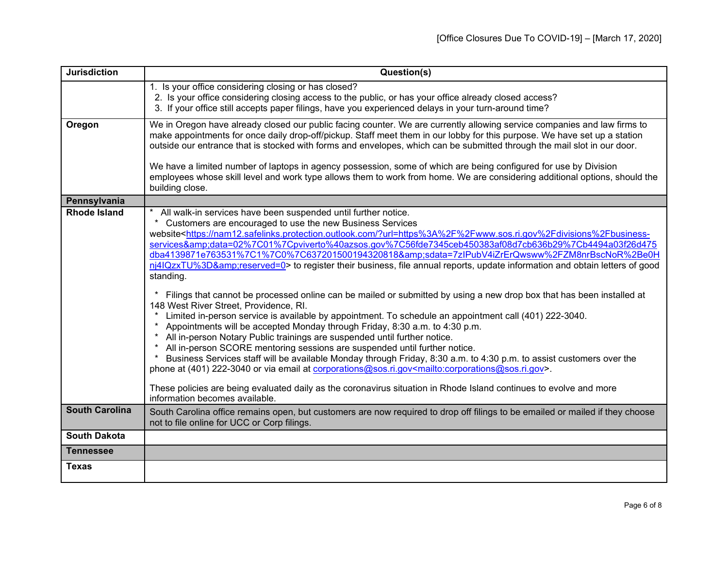| Jurisdiction | Question(s) |
|---|---|
| | 1. Is your office considering closing or has closed?<br>2. Is your office considering closing access to the public, or has your office already closed access?<br>3. If your office still accepts paper filings, have you experienced delays in your turn-around time? |
| **Oregon** | We in Oregon have already closed our public facing counter. We are currently allowing service companies and law firms to make appointments for once daily drop-off/pickup. Staff meet them in our lobby for this purpose. We have set up a station outside our entrance that is stocked with forms and envelopes, which can be submitted through the mail slot in our door.<br><br>We have a limited number of laptops in agency possession, some of which are being configured for use by Division employees whose skill level and work type allows them to work from home. We are considering additional options, should the building close. |
| **Pennsylvania** | |
| **Rhode Island** | * All walk-in services have been suspended until further notice.<br>* Customers are encouraged to use the new Business Services website<https://nam12.safelinks.protection.outlook.com/?url=https%3A%2F%2Fwww.sos.ri.gov%2Fdivisions%2Fbusiness-services&amp;data=02%7C01%7Cpviverto%40azsos.gov%7C56fde7345ceb450383af08d7cb636b29%7Cb4494a03f26d475dba4139871e763531%7C1%7C0%7C637201500194320818&amp;sdata=7zIPubV4iZrErQwsww%2FZM8nrBscNoR%2Be0Hnj4IQzxTU%3D&amp;reserved=0> to register their business, file annual reports, update information and obtain letters of good standing.<br><br>* Filings that cannot be processed online can be mailed or submitted by using a new drop box that has been installed at 148 West River Street, Providence, RI.<br>* Limited in-person service is available by appointment. To schedule an appointment call (401) 222-3040.<br>* Appointments will be accepted Monday through Friday, 8:30 a.m. to 4:30 p.m.<br>* All in-person Notary Public trainings are suspended until further notice.<br>* All in-person SCORE mentoring sessions are suspended until further notice.<br>* Business Services staff will be available Monday through Friday, 8:30 a.m. to 4:30 p.m. to assist customers over the phone at (401) 222-3040 or via email at corporations@sos.ri.gov<mailto:corporations@sos.ri.gov>.<br><br>These policies are being evaluated daily as the coronavirus situation in Rhode Island continues to evolve and more information becomes available. |
| **South Carolina** | South Carolina office remains open, but customers are now required to drop off filings to be emailed or mailed if they choose not to file online for UCC or Corp filings. |
| **South Dakota** | |
| **Tennessee** | |
| **Texas** | |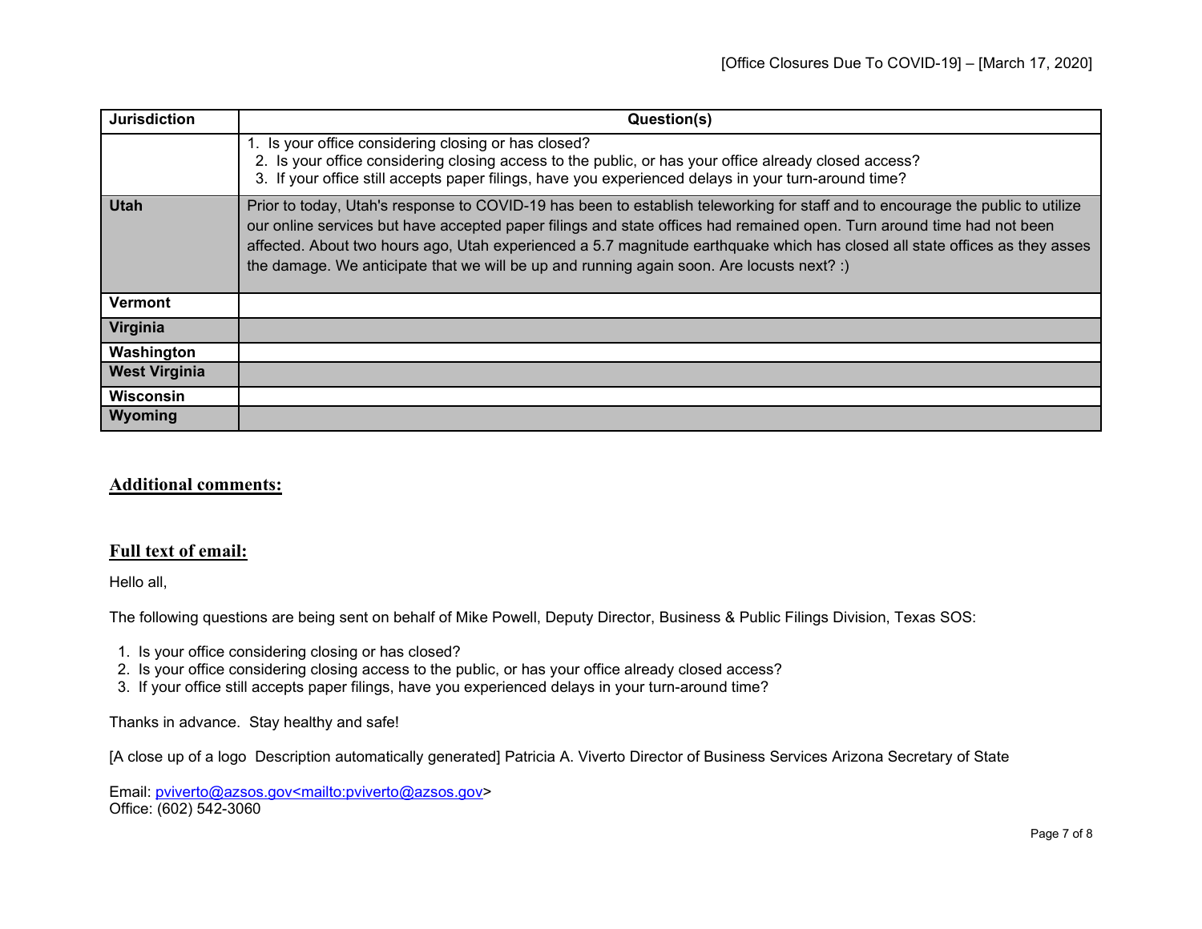| Jurisdiction | Question(s) |
|---|---|
| | 1. Is your office considering closing or has closed?<br>2. Is your office considering closing access to the public, or has your office already closed access?<br>3. If your office still accepts paper filings, have you experienced delays in your turn-around time? |
| **Utah** | Prior to today, Utah's response to COVID-19 has been to establish teleworking for staff and to encourage the public to utilize our online services but have accepted paper filings and state offices had remained open. Turn around time had not been affected. About two hours ago, Utah experienced a 5.7 magnitude earthquake which has closed all state offices as they asses the damage. We anticipate that we will be up and running again soon. Are locusts next? :) |
| **Vermont** | |
| **Virginia** | |
| **Washington** | |
| **West Virginia** | |
| **Wisconsin** | |
| **Wyoming** | |

## Additional comments:

## Full text of email:

Hello all,

The following questions are being sent on behalf of Mike Powell, Deputy Director, Business & Public Filings Division, Texas SOS:

1. Is your office considering closing or has closed?
2. Is your office considering closing access to the public, or has your office already closed access?
3. If your office still accepts paper filings, have you experienced delays in your turn-around time?

Thanks in advance. Stay healthy and safe!

[A close up of a logo Description automatically generated] Patricia A. Viverto Director of Business Services Arizona Secretary of State

Email: pviverto@azsos.gov<mailto:pviverto@azsos.gov>
Office: (602) 542-3060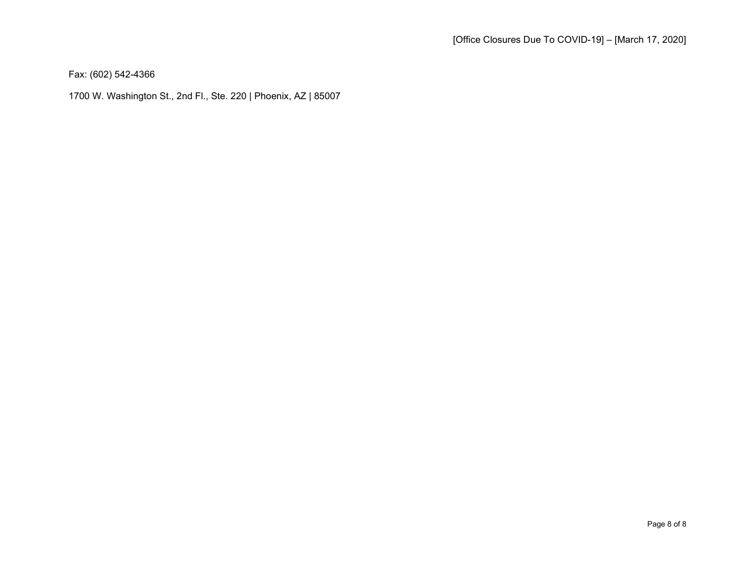Fax: (602) 542-4366

1700 W. Washington St., 2nd Fl., Ste. 220 | Phoenix, AZ | 85007